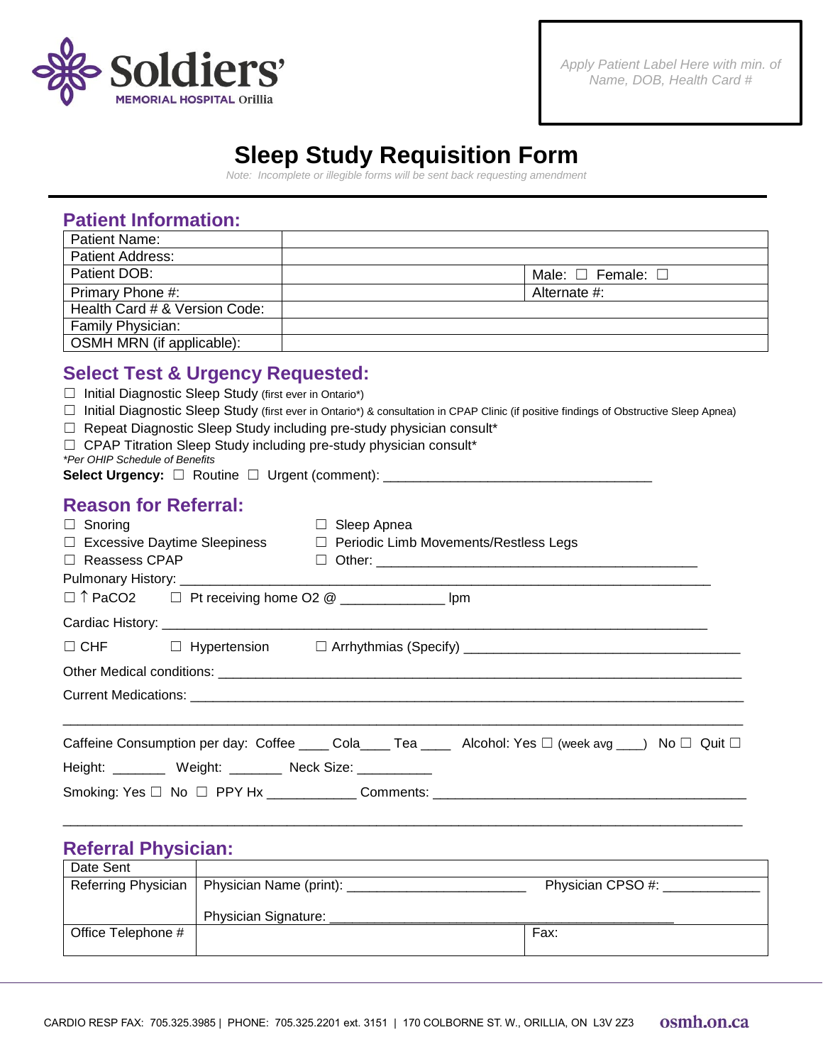Soldiers' MEMORIAL HOSPITAL Orillia

*Apply Patient Label Here with min. of Name, DOB, Health Card #*

# Sleep Study Requisition Form

*Note: Incomplete or illegible forms will be sent back requesting amendment*

## Patient Information:

| Patient Name: | | |
|---|---|---|
| Patient Address: | | |
| Patient DOB: | | Male: ☐ Female: ☐ |
| Primary Phone #: | | Alternate #: |
| Health Card # & Version Code: | | |
| Family Physician: | | |
| OSMH MRN (if applicable): | | |

## Select Test & Urgency Requested:

☐ Initial Diagnostic Sleep Study (first ever in Ontario*)

☐ Initial Diagnostic Sleep Study (first ever in Ontario*) & consultation in CPAP Clinic (if positive findings of Obstructive Sleep Apnea)

☐ Repeat Diagnostic Sleep Study including pre-study physician consult*

☐ CPAP Titration Sleep Study including pre-study physician consult*

*\*Per OHIP Schedule of Benefits*

**Select Urgency:** ☐ Routine ☐ Urgent (comment): ___________________________________

## Reason for Referral:

☐ Snoring ☐ Sleep Apnea

☐ Excessive Daytime Sleepiness ☐ Periodic Limb Movements/Restless Legs

☐ Reassess CPAP ☐ Other: ________________________________________

Pulmonary History: ______________________________________________________________________

☐ ↑ $PaCO_2$ ☐ Pt receiving home $O_2$ @ _____________ lpm

Cardiac History: ________________________________________________________________________

☐ CHF ☐ Hypertension ☐ Arrhythmias (Specify) ___________________________________

Other Medical conditions: ___________________________________________________________________

Current Medications: _______________________________________________________________________

_________________________________________________________________________________________

Caffeine Consumption per day: Coffee ____ Cola____ Tea ____ Alcohol: Yes ☐ (week avg ____) No ☐ Quit ☐

Height: _______ Weight: _______ Neck Size: __________

Smoking: Yes ☐ No ☐ PPY Hx ___________ Comments: ________________________________________

_________________________________________________________________________________________

## Referral Physician:

| Date Sent | | |
|---|---|---|
| Referring Physician | Physician Name (print): _______________________ | Physician CPSO #: ____________ |
| | Physician Signature: ____________________________________________ | |
| Office Telephone # | | Fax: |

CARDIO RESP FAX: 705.325.3985 | PHONE: 705.325.2201 ext. 3151 | 170 COLBORNE ST. W., ORILLIA, ON L3V 2Z3 osmh.on.ca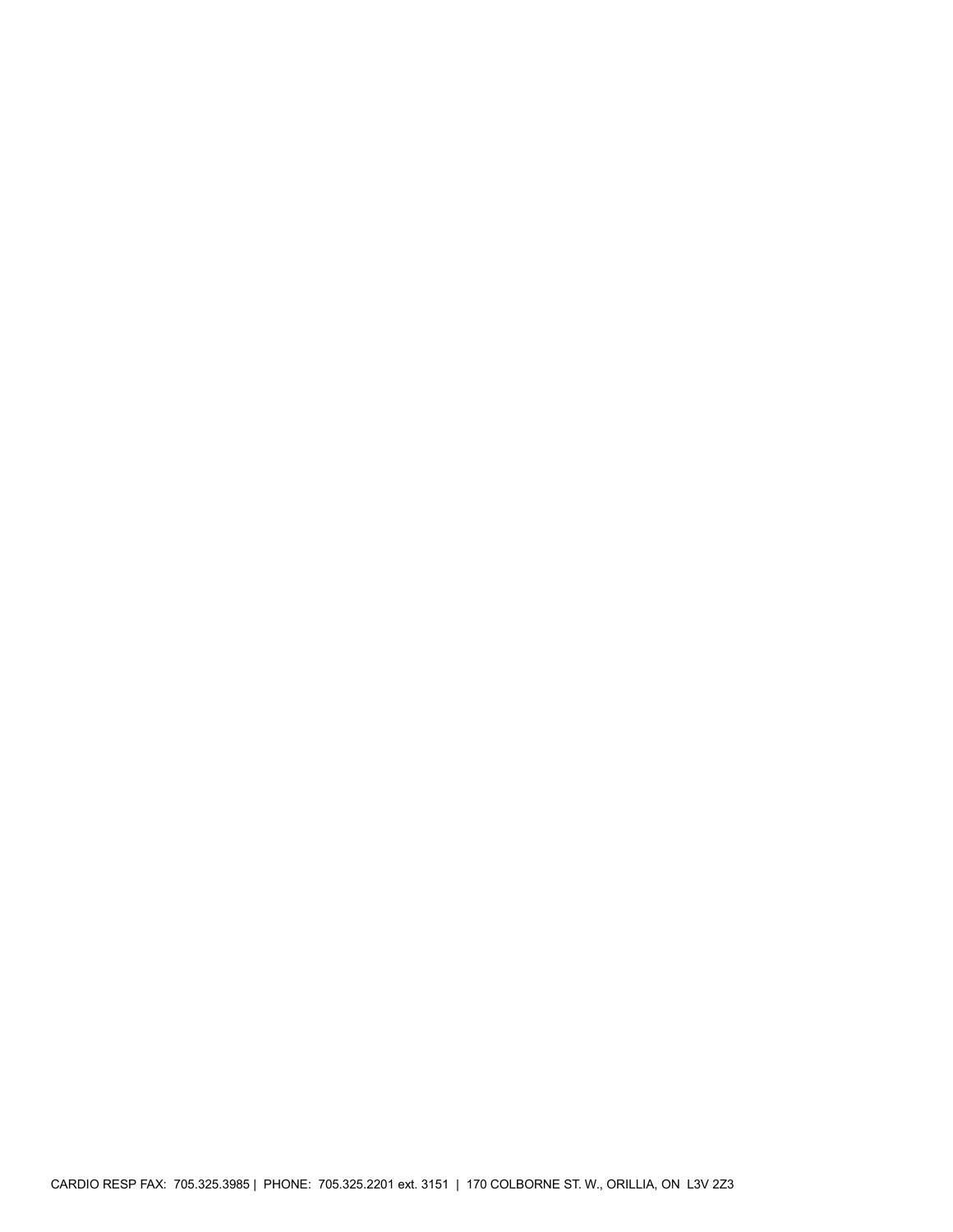CARDIO RESP FAX: 705.325.3985 | PHONE: 705.325.2201 ext. 3151 | 170 COLBORNE ST. W., ORILLIA, ON L3V 2Z3